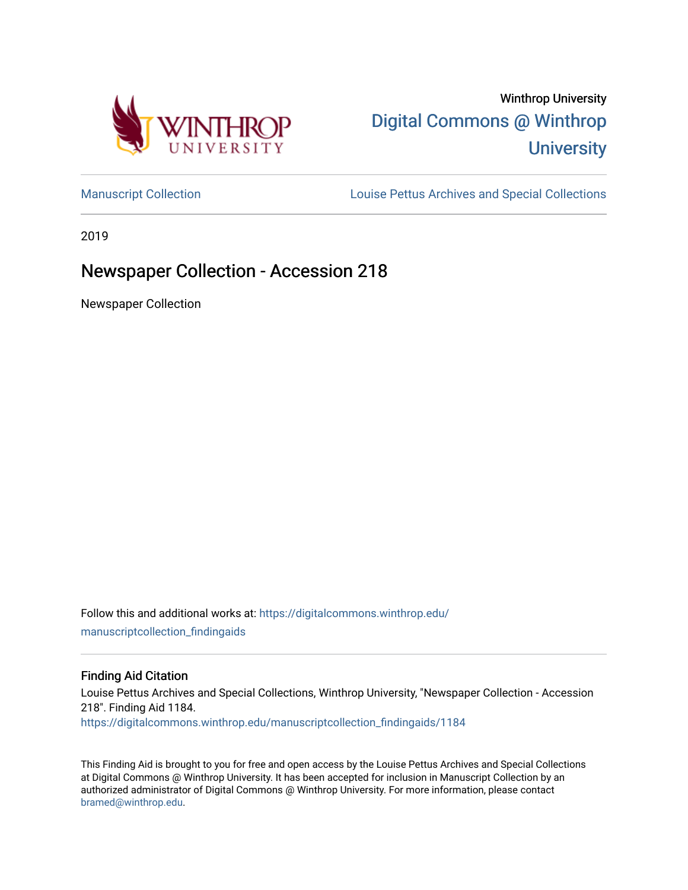Winthrop University

Digital Commons @ Winthrop University

Manuscript Collection | Louise Pettus Archives and Special Collections

2019

# Newspaper Collection - Accession 218

Newspaper Collection

Follow this and additional works at: https://digitalcommons.winthrop.edu/manuscriptcollection_findingaids

## Finding Aid Citation

Louise Pettus Archives and Special Collections, Winthrop University, "Newspaper Collection - Accession 218". Finding Aid 1184.
https://digitalcommons.winthrop.edu/manuscriptcollection_findingaids/1184

This Finding Aid is brought to you for free and open access by the Louise Pettus Archives and Special Collections at Digital Commons @ Winthrop University. It has been accepted for inclusion in Manuscript Collection by an authorized administrator of Digital Commons @ Winthrop University. For more information, please contact bramed@winthrop.edu.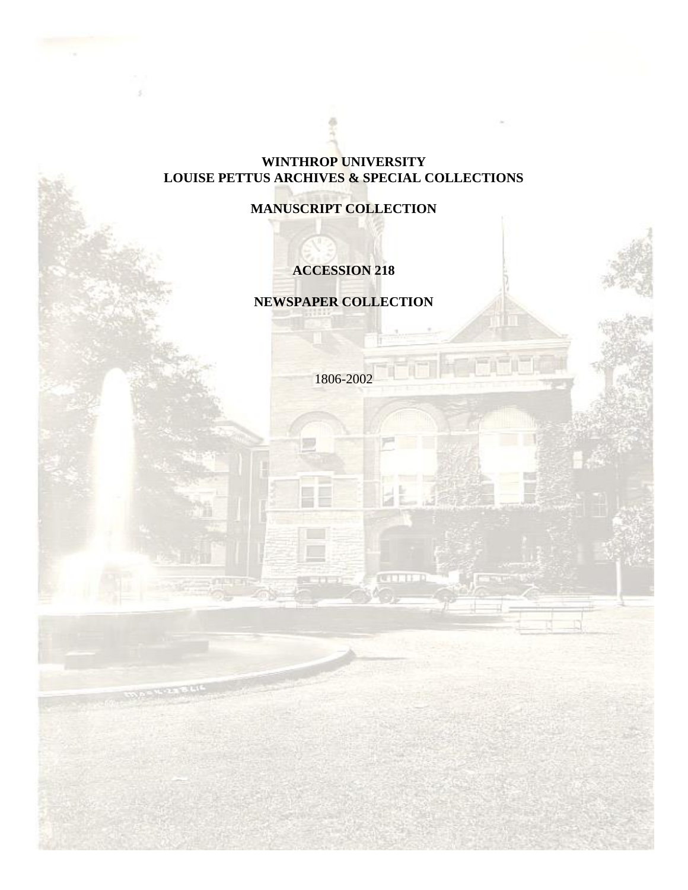**WINTHROP UNIVERSITY**
**LOUISE PETTUS ARCHIVES & SPECIAL COLLECTIONS**

**MANUSCRIPT COLLECTION**

**ACCESSION 218**

**NEWSPAPER COLLECTION**

1806-2002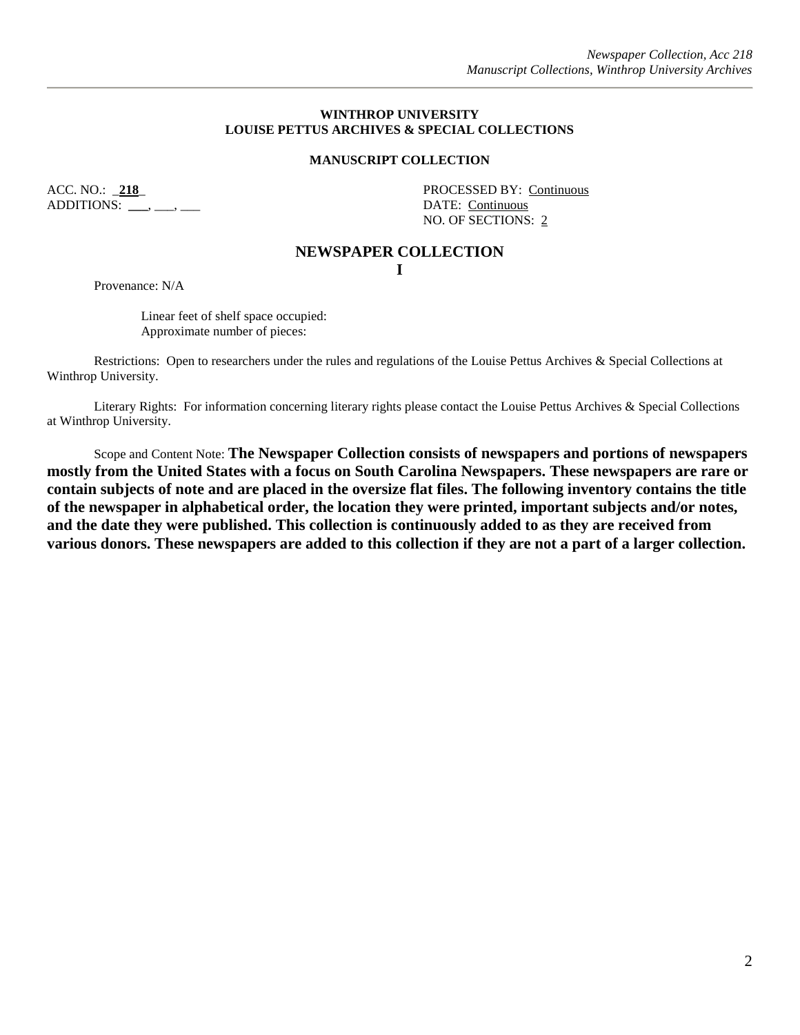**WINTHROP UNIVERSITY**
**LOUISE PETTUS ARCHIVES & SPECIAL COLLECTIONS**

**MANUSCRIPT COLLECTION**

ACC. NO.: _**218**_
ADDITIONS: ___, ___, ___

PROCESSED BY: Continuous
DATE: Continuous
NO. OF SECTIONS: 2

# NEWSPAPER COLLECTION

## I

Provenance: N/A

Linear feet of shelf space occupied:
Approximate number of pieces:

Restrictions: Open to researchers under the rules and regulations of the Louise Pettus Archives & Special Collections at Winthrop University.

Literary Rights: For information concerning literary rights please contact the Louise Pettus Archives & Special Collections at Winthrop University.

Scope and Content Note: **The Newspaper Collection consists of newspapers and portions of newspapers mostly from the United States with a focus on South Carolina Newspapers. These newspapers are rare or contain subjects of note and are placed in the oversize flat files. The following inventory contains the title of the newspaper in alphabetical order, the location they were printed, important subjects and/or notes, and the date they were published. This collection is continuously added to as they are received from various donors. These newspapers are added to this collection if they are not a part of a larger collection.**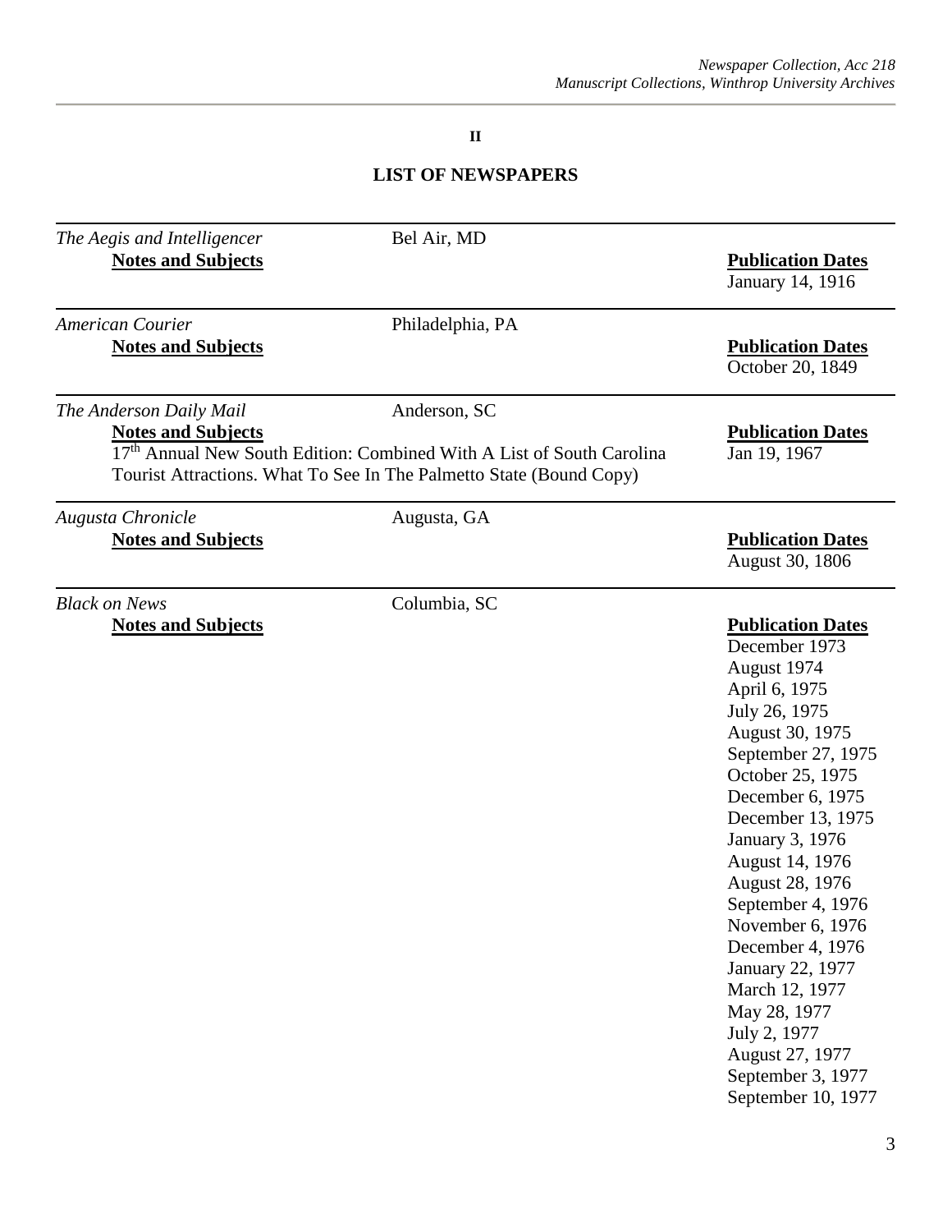## II

## LIST OF NEWSPAPERS

---

*The Aegis and Intelligencer* — Bel Air, MD

**Notes and Subjects**

**Publication Dates**
January 14, 1916

---

*American Courier* — Philadelphia, PA

**Notes and Subjects**

**Publication Dates**
October 20, 1849

---

*The Anderson Daily Mail* — Anderson, SC

**Notes and Subjects**
17th Annual New South Edition: Combined With A List of South Carolina Tourist Attractions. What To See In The Palmetto State (Bound Copy)

**Publication Dates**
Jan 19, 1967

---

*Augusta Chronicle* — Augusta, GA

**Notes and Subjects**

**Publication Dates**
August 30, 1806

---

*Black on News* — Columbia, SC

**Notes and Subjects**

**Publication Dates**
December 1973
August 1974
April 6, 1975
July 26, 1975
August 30, 1975
September 27, 1975
October 25, 1975
December 6, 1975
December 13, 1975
January 3, 1976
August 14, 1976
August 28, 1976
September 4, 1976
November 6, 1976
December 4, 1976
January 22, 1977
March 12, 1977
May 28, 1977
July 2, 1977
August 27, 1977
September 3, 1977
September 10, 1977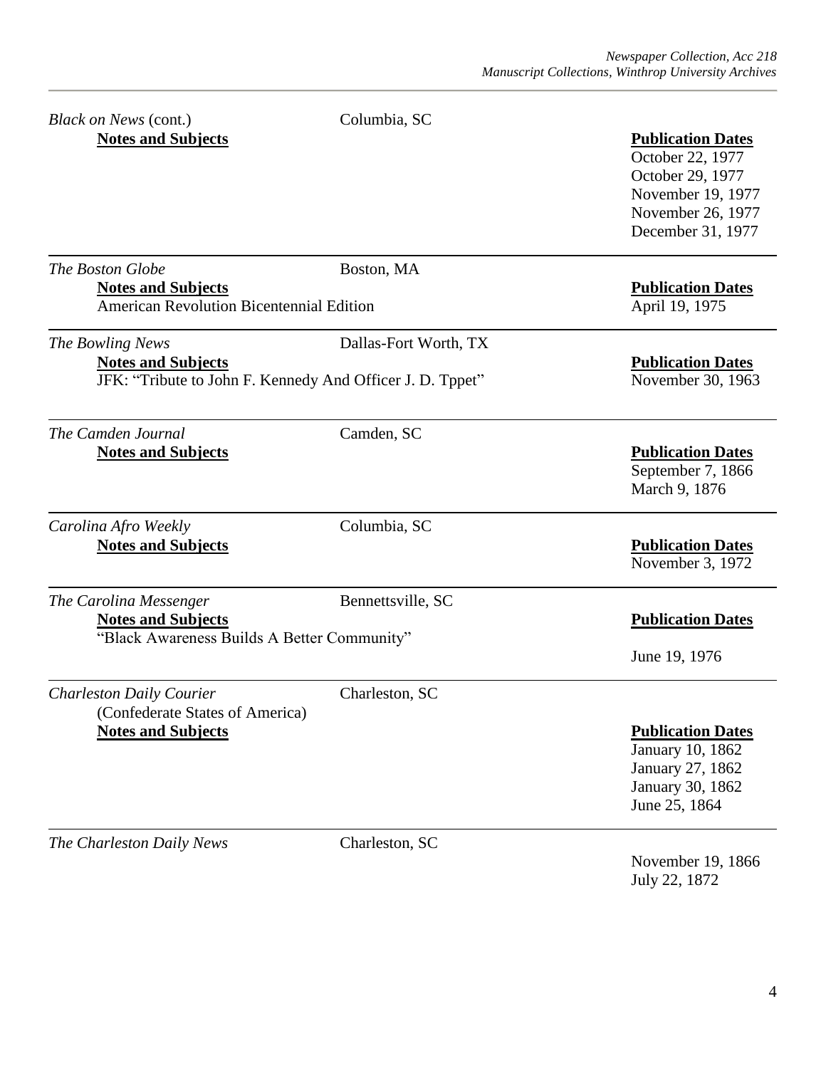*Black on News* (cont.) Columbia, SC

**Notes and Subjects**

**Publication Dates**

October 22, 1977
October 29, 1977
November 19, 1977
November 26, 1977
December 31, 1977

---

*The Boston Globe* Boston, MA

**Notes and Subjects**

American Revolution Bicentennial Edition

**Publication Dates**

April 19, 1975

---

*The Bowling News* Dallas-Fort Worth, TX

**Notes and Subjects**

JFK: "Tribute to John F. Kennedy And Officer J. D. Tppet"

**Publication Dates**

November 30, 1963

---

*The Camden Journal* Camden, SC

**Notes and Subjects**

**Publication Dates**

September 7, 1866
March 9, 1876

---

*Carolina Afro Weekly* Columbia, SC

**Notes and Subjects**

**Publication Dates**

November 3, 1972

---

*The Carolina Messenger* Bennettsville, SC

**Notes and Subjects**

"Black Awareness Builds A Better Community"

**Publication Dates**

June 19, 1976

---

*Charleston Daily Courier* Charleston, SC
(Confederate States of America)

**Notes and Subjects**

**Publication Dates**

January 10, 1862
January 27, 1862
January 30, 1862
June 25, 1864

---

*The Charleston Daily News* Charleston, SC

November 19, 1866
July 22, 1872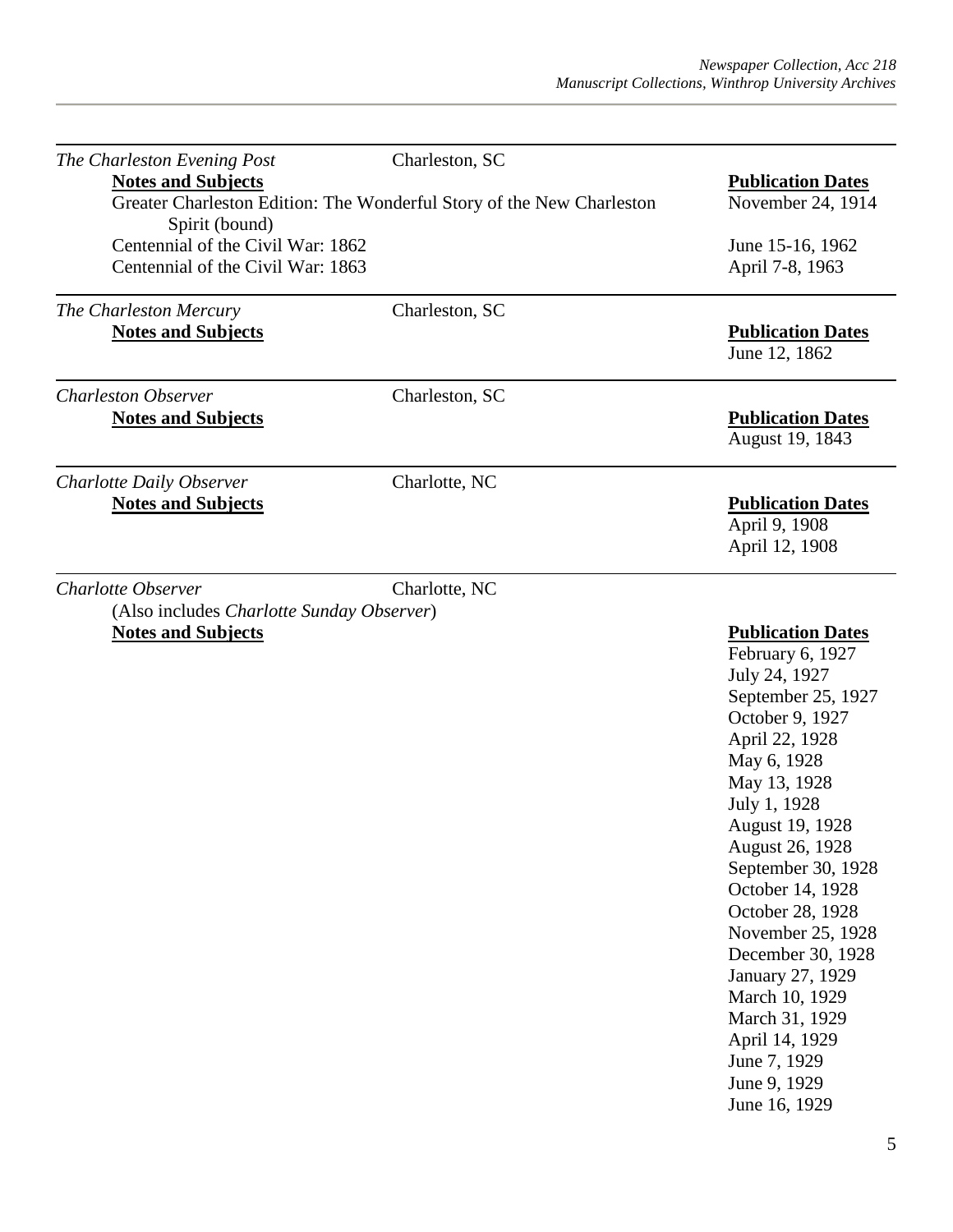*The Charleston Evening Post* Charleston, SC

| Notes and Subjects | Publication Dates |
|---|---|
| Greater Charleston Edition: The Wonderful Story of the New Charleston Spirit (bound) | November 24, 1914 |
| Centennial of the Civil War: 1862 | June 15-16, 1962 |
| Centennial of the Civil War: 1863 | April 7-8, 1963 |

---

*The Charleston Mercury* Charleston, SC

| Notes and Subjects | Publication Dates |
|---|---|
| | June 12, 1862 |

---

*Charleston Observer* Charleston, SC

| Notes and Subjects | Publication Dates |
|---|---|
| | August 19, 1843 |

---

*Charlotte Daily Observer* Charlotte, NC

| Notes and Subjects | Publication Dates |
|---|---|
| | April 9, 1908 |
| | April 12, 1908 |

---

*Charlotte Observer* Charlotte, NC

(Also includes *Charlotte Sunday Observer*)

| Notes and Subjects | Publication Dates |
|---|---|
| | February 6, 1927 |
| | July 24, 1927 |
| | September 25, 1927 |
| | October 9, 1927 |
| | April 22, 1928 |
| | May 6, 1928 |
| | May 13, 1928 |
| | July 1, 1928 |
| | August 19, 1928 |
| | August 26, 1928 |
| | September 30, 1928 |
| | October 14, 1928 |
| | October 28, 1928 |
| | November 25, 1928 |
| | December 30, 1928 |
| | January 27, 1929 |
| | March 10, 1929 |
| | March 31, 1929 |
| | April 14, 1929 |
| | June 7, 1929 |
| | June 9, 1929 |
| | June 16, 1929 |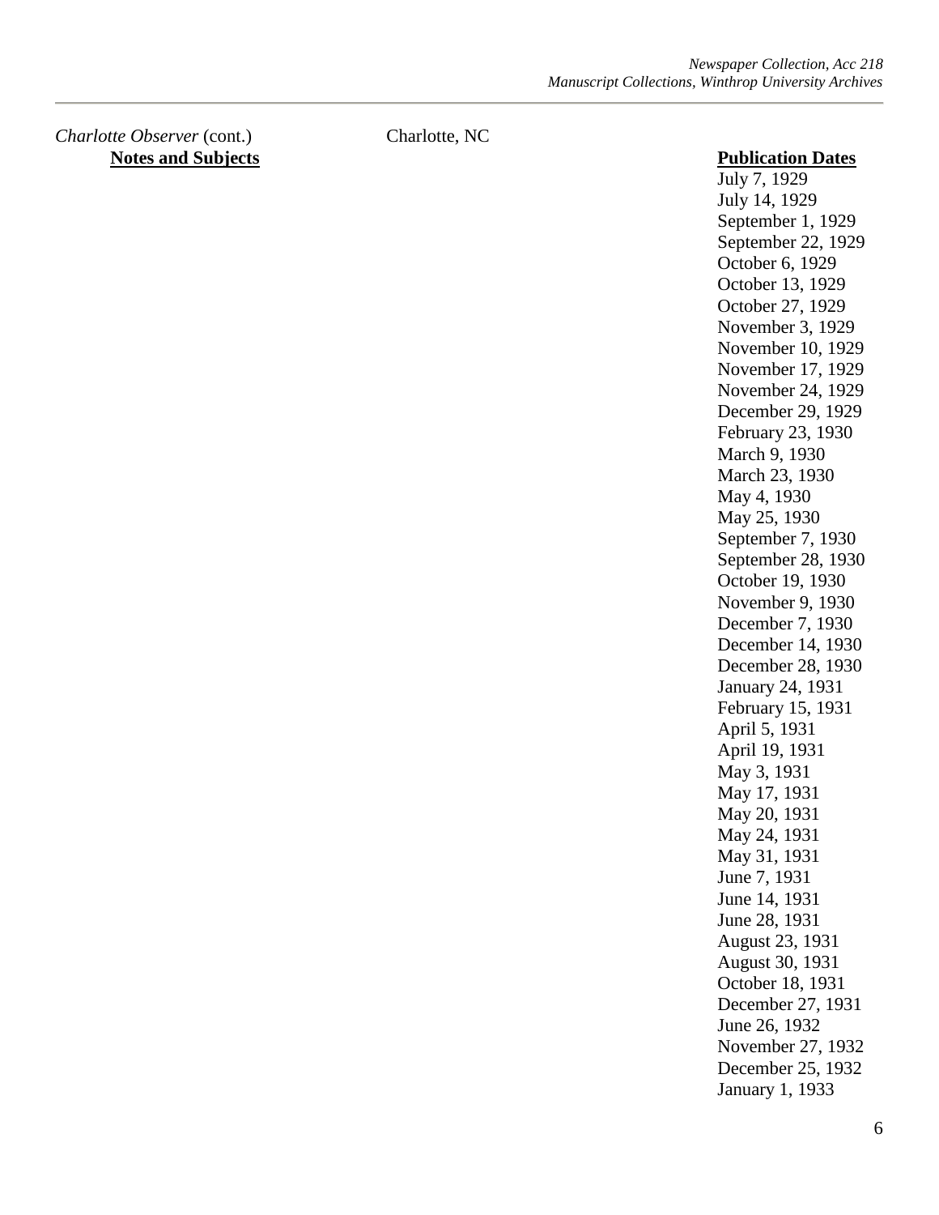*Charlotte Observer* (cont.) Charlotte, NC

| Notes and Subjects | Publication Dates |
|---|---|
| | July 7, 1929 |
| | July 14, 1929 |
| | September 1, 1929 |
| | September 22, 1929 |
| | October 6, 1929 |
| | October 13, 1929 |
| | October 27, 1929 |
| | November 3, 1929 |
| | November 10, 1929 |
| | November 17, 1929 |
| | November 24, 1929 |
| | December 29, 1929 |
| | February 23, 1930 |
| | March 9, 1930 |
| | March 23, 1930 |
| | May 4, 1930 |
| | May 25, 1930 |
| | September 7, 1930 |
| | September 28, 1930 |
| | October 19, 1930 |
| | November 9, 1930 |
| | December 7, 1930 |
| | December 14, 1930 |
| | December 28, 1930 |
| | January 24, 1931 |
| | February 15, 1931 |
| | April 5, 1931 |
| | April 19, 1931 |
| | May 3, 1931 |
| | May 17, 1931 |
| | May 20, 1931 |
| | May 24, 1931 |
| | May 31, 1931 |
| | June 7, 1931 |
| | June 14, 1931 |
| | June 28, 1931 |
| | August 23, 1931 |
| | August 30, 1931 |
| | October 18, 1931 |
| | December 27, 1931 |
| | June 26, 1932 |
| | November 27, 1932 |
| | December 25, 1932 |
| | January 1, 1933 |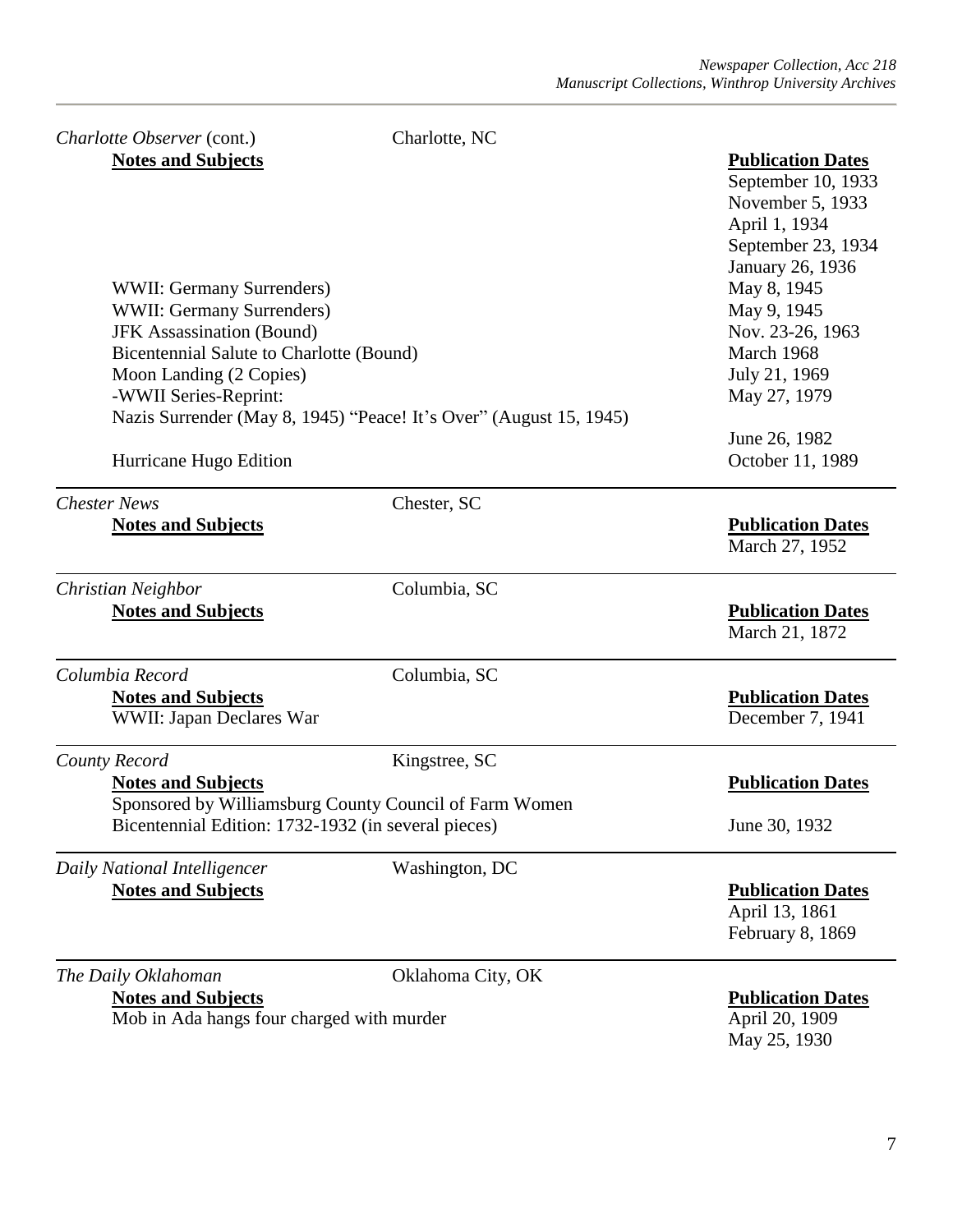*Charlotte Observer* (cont.) Charlotte, NC

| Notes and Subjects | Publication Dates |
|---|---|
| | September 10, 1933 |
| | November 5, 1933 |
| | April 1, 1934 |
| | September 23, 1934 |
| | January 26, 1936 |
| WWII: Germany Surrenders) | May 8, 1945 |
| WWII: Germany Surrenders) | May 9, 1945 |
| JFK Assassination (Bound) | Nov. 23-26, 1963 |
| Bicentennial Salute to Charlotte (Bound) | March 1968 |
| Moon Landing (2 Copies) | July 21, 1969 |
| -WWII Series-Reprint: Nazis Surrender (May 8, 1945) "Peace! It's Over" (August 15, 1945) | May 27, 1979 |
| | June 26, 1982 |
| Hurricane Hugo Edition | October 11, 1989 |

*Chester News* Chester, SC

| Notes and Subjects | Publication Dates |
|---|---|
| | March 27, 1952 |

*Christian Neighbor* Columbia, SC

| Notes and Subjects | Publication Dates |
|---|---|
| | March 21, 1872 |

*Columbia Record* Columbia, SC

| Notes and Subjects | Publication Dates |
|---|---|
| WWII: Japan Declares War | December 7, 1941 |

*County Record* Kingstree, SC

| Notes and Subjects | Publication Dates |
|---|---|
| Sponsored by Williamsburg County Council of Farm Women | |
| Bicentennial Edition: 1732-1932 (in several pieces) | June 30, 1932 |

*Daily National Intelligencer* Washington, DC

| Notes and Subjects | Publication Dates |
|---|---|
| | April 13, 1861 |
| | February 8, 1869 |

*The Daily Oklahoman* Oklahoma City, OK

| Notes and Subjects | Publication Dates |
|---|---|
| Mob in Ada hangs four charged with murder | April 20, 1909 |
| | May 25, 1930 |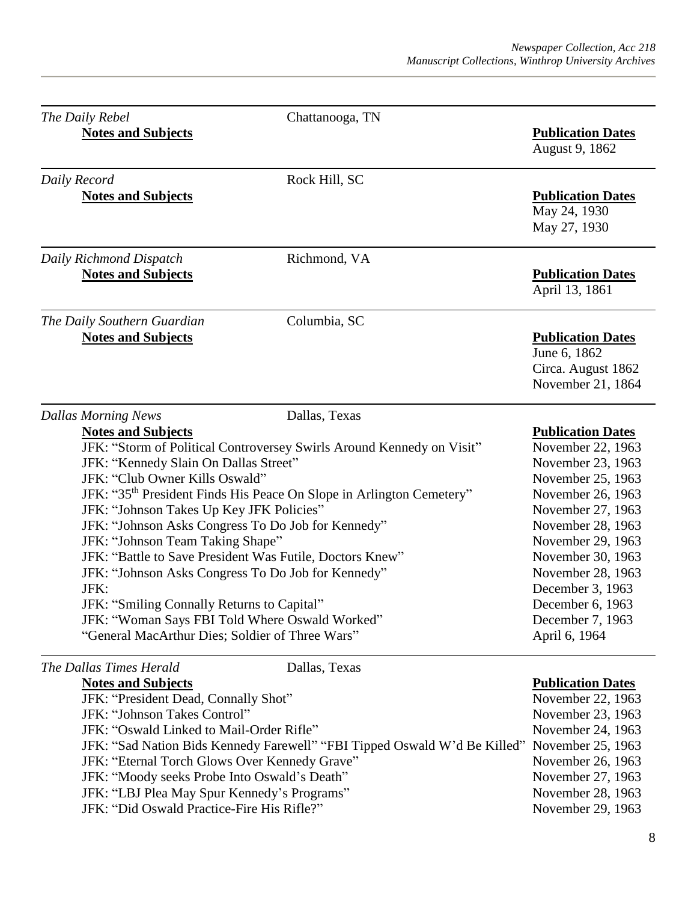*The Daily Rebel* — Chattanooga, TN

| Notes and Subjects | Publication Dates |
|---|---|
| | August 9, 1862 |

*Daily Record* — Rock Hill, SC

| Notes and Subjects | Publication Dates |
|---|---|
| | May 24, 1930 |
| | May 27, 1930 |

*Daily Richmond Dispatch* — Richmond, VA

| Notes and Subjects | Publication Dates |
|---|---|
| | April 13, 1861 |

*The Daily Southern Guardian* — Columbia, SC

| Notes and Subjects | Publication Dates |
|---|---|
| | June 6, 1862 |
| | Circa. August 1862 |
| | November 21, 1864 |

*Dallas Morning News* — Dallas, Texas

| Notes and Subjects | Publication Dates |
|---|---|
| JFK: "Storm of Political Controversey Swirls Around Kennedy on Visit" | November 22, 1963 |
| JFK: "Kennedy Slain On Dallas Street" | November 23, 1963 |
| JFK: "Club Owner Kills Oswald" | November 25, 1963 |
| JFK: "35th President Finds His Peace On Slope in Arlington Cemetery" | November 26, 1963 |
| JFK: "Johnson Takes Up Key JFK Policies" | November 27, 1963 |
| JFK: "Johnson Asks Congress To Do Job for Kennedy" | November 28, 1963 |
| JFK: "Johnson Team Taking Shape" | November 29, 1963 |
| JFK: "Battle to Save President Was Futile, Doctors Knew" | November 30, 1963 |
| JFK: "Johnson Asks Congress To Do Job for Kennedy" | November 28, 1963 |
| JFK: | December 3, 1963 |
| JFK: "Smiling Connally Returns to Capital" | December 6, 1963 |
| JFK: "Woman Says FBI Told Where Oswald Worked" | December 7, 1963 |
| "General MacArthur Dies; Soldier of Three Wars" | April 6, 1964 |

*The Dallas Times Herald* — Dallas, Texas

| Notes and Subjects | Publication Dates |
|---|---|
| JFK: "President Dead, Connally Shot" | November 22, 1963 |
| JFK: "Johnson Takes Control" | November 23, 1963 |
| JFK: "Oswald Linked to Mail-Order Rifle" | November 24, 1963 |
| JFK: "Sad Nation Bids Kennedy Farewell" "FBI Tipped Oswald W'd Be Killed" | November 25, 1963 |
| JFK: "Eternal Torch Glows Over Kennedy Grave" | November 26, 1963 |
| JFK: "Moody seeks Probe Into Oswald's Death" | November 27, 1963 |
| JFK: "LBJ Plea May Spur Kennedy's Programs" | November 28, 1963 |
| JFK: "Did Oswald Practice-Fire His Rifle?" | November 29, 1963 |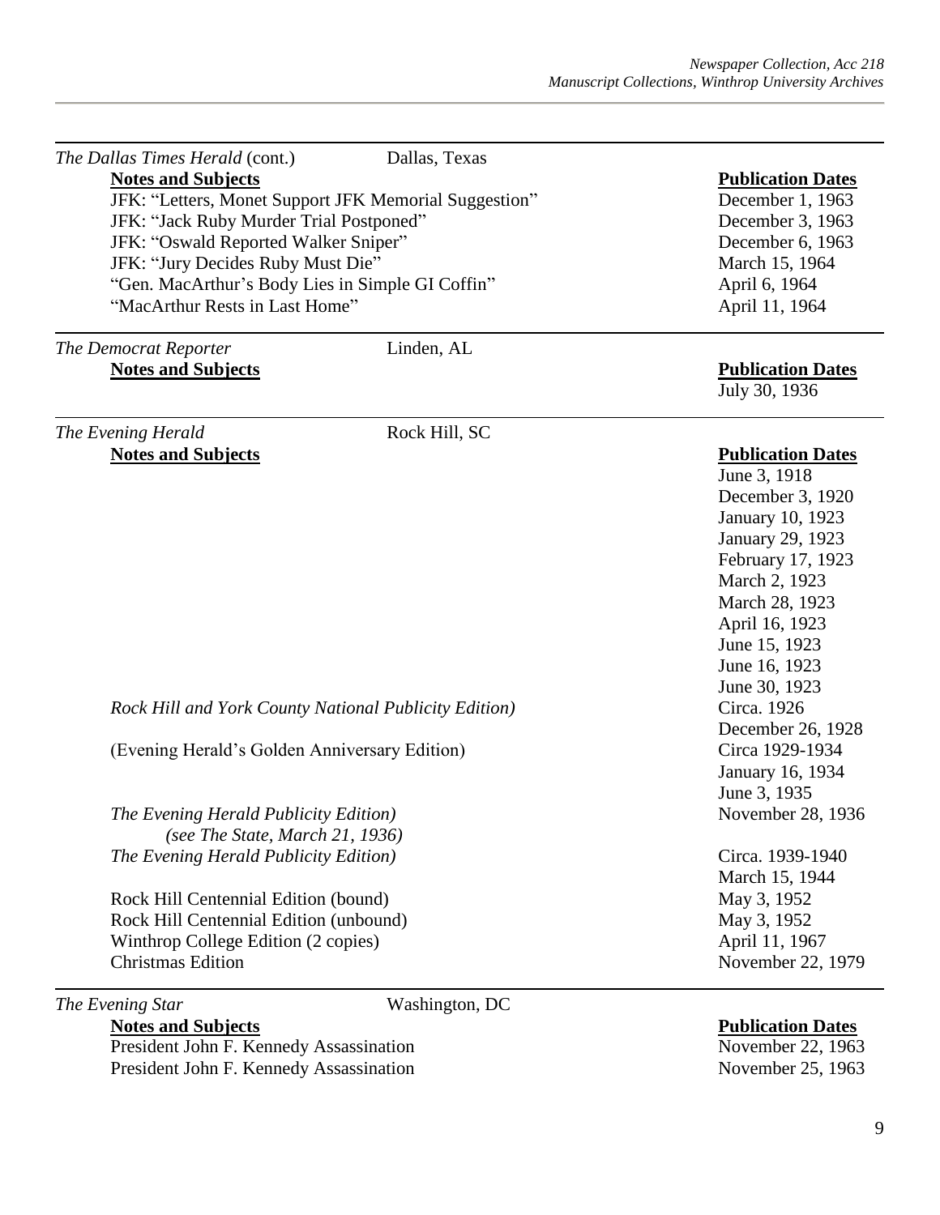*The Dallas Times Herald* (cont.) — Dallas, Texas

| Notes and Subjects | Publication Dates |
|---|---|
| JFK: "Letters, Monet Support JFK Memorial Suggestion" | December 1, 1963 |
| JFK: "Jack Ruby Murder Trial Postponed" | December 3, 1963 |
| JFK: "Oswald Reported Walker Sniper" | December 6, 1963 |
| JFK: "Jury Decides Ruby Must Die" | March 15, 1964 |
| "Gen. MacArthur's Body Lies in Simple GI Coffin" | April 6, 1964 |
| "MacArthur Rests in Last Home" | April 11, 1964 |

*The Democrat Reporter* — Linden, AL

| Notes and Subjects | Publication Dates |
|---|---|
| | July 30, 1936 |

*The Evening Herald* — Rock Hill, SC

| Notes and Subjects | Publication Dates |
|---|---|
| | June 3, 1918 |
| | December 3, 1920 |
| | January 10, 1923 |
| | January 29, 1923 |
| | February 17, 1923 |
| | March 2, 1923 |
| | March 28, 1923 |
| | April 16, 1923 |
| | June 15, 1923 |
| | June 16, 1923 |
| | June 30, 1923 |
| *Rock Hill and York County National Publicity Edition)* | Circa. 1926 |
| | December 26, 1928 |
| (Evening Herald's Golden Anniversary Edition) | Circa 1929-1934 |
| | January 16, 1934 |
| | June 3, 1935 |
| *The Evening Herald Publicity Edition) (see The State, March 21, 1936)* | November 28, 1936 |
| *The Evening Herald Publicity Edition)* | Circa. 1939-1940 |
| | March 15, 1944 |
| Rock Hill Centennial Edition (bound) | May 3, 1952 |
| Rock Hill Centennial Edition (unbound) | May 3, 1952 |
| Winthrop College Edition (2 copies) | April 11, 1967 |
| Christmas Edition | November 22, 1979 |

*The Evening Star* — Washington, DC

| Notes and Subjects | Publication Dates |
|---|---|
| President John F. Kennedy Assassination | November 22, 1963 |
| President John F. Kennedy Assassination | November 25, 1963 |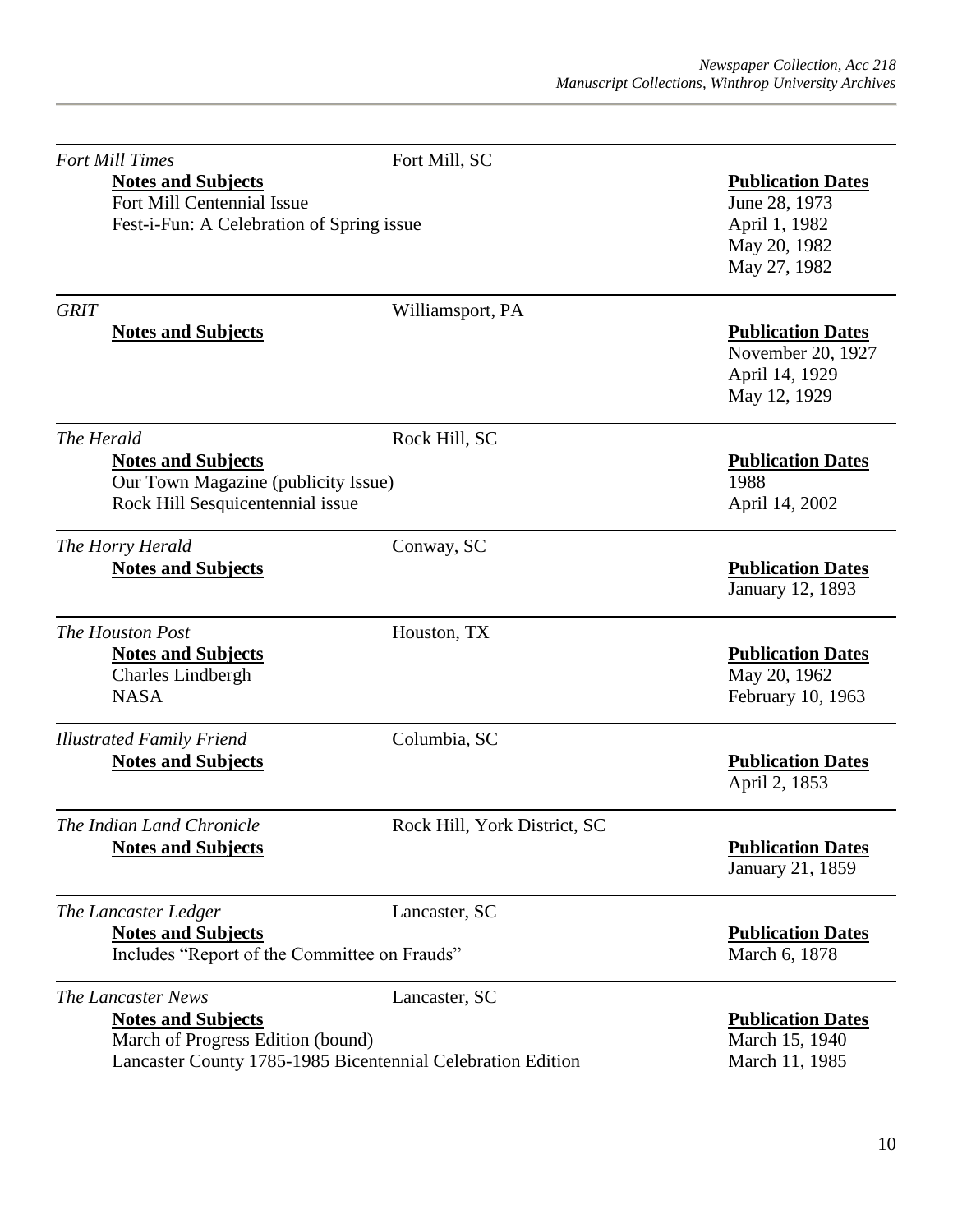*Fort Mill Times* — Fort Mill, SC

| **Notes and Subjects** | **Publication Dates** |
|---|---|
| Fort Mill Centennial Issue | June 28, 1973 |
| Fest-i-Fun: A Celebration of Spring issue | April 1, 1982 |
| | May 20, 1982 |
| | May 27, 1982 |

*GRIT* — Williamsport, PA

| **Notes and Subjects** | **Publication Dates** |
|---|---|
| | November 20, 1927 |
| | April 14, 1929 |
| | May 12, 1929 |

*The Herald* — Rock Hill, SC

| **Notes and Subjects** | **Publication Dates** |
|---|---|
| Our Town Magazine (publicity Issue) | 1988 |
| Rock Hill Sesquicentennial issue | April 14, 2002 |

*The Horry Herald* — Conway, SC

| **Notes and Subjects** | **Publication Dates** |
|---|---|
| | January 12, 1893 |

*The Houston Post* — Houston, TX

| **Notes and Subjects** | **Publication Dates** |
|---|---|
| Charles Lindbergh | May 20, 1962 |
| NASA | February 10, 1963 |

*Illustrated Family Friend* — Columbia, SC

| **Notes and Subjects** | **Publication Dates** |
|---|---|
| | April 2, 1853 |

*The Indian Land Chronicle* — Rock Hill, York District, SC

| **Notes and Subjects** | **Publication Dates** |
|---|---|
| | January 21, 1859 |

*The Lancaster Ledger* — Lancaster, SC

| **Notes and Subjects** | **Publication Dates** |
|---|---|
| Includes "Report of the Committee on Frauds" | March 6, 1878 |

*The Lancaster News* — Lancaster, SC

| **Notes and Subjects** | **Publication Dates** |
|---|---|
| March of Progress Edition (bound) | March 15, 1940 |
| Lancaster County 1785-1985 Bicentennial Celebration Edition | March 11, 1985 |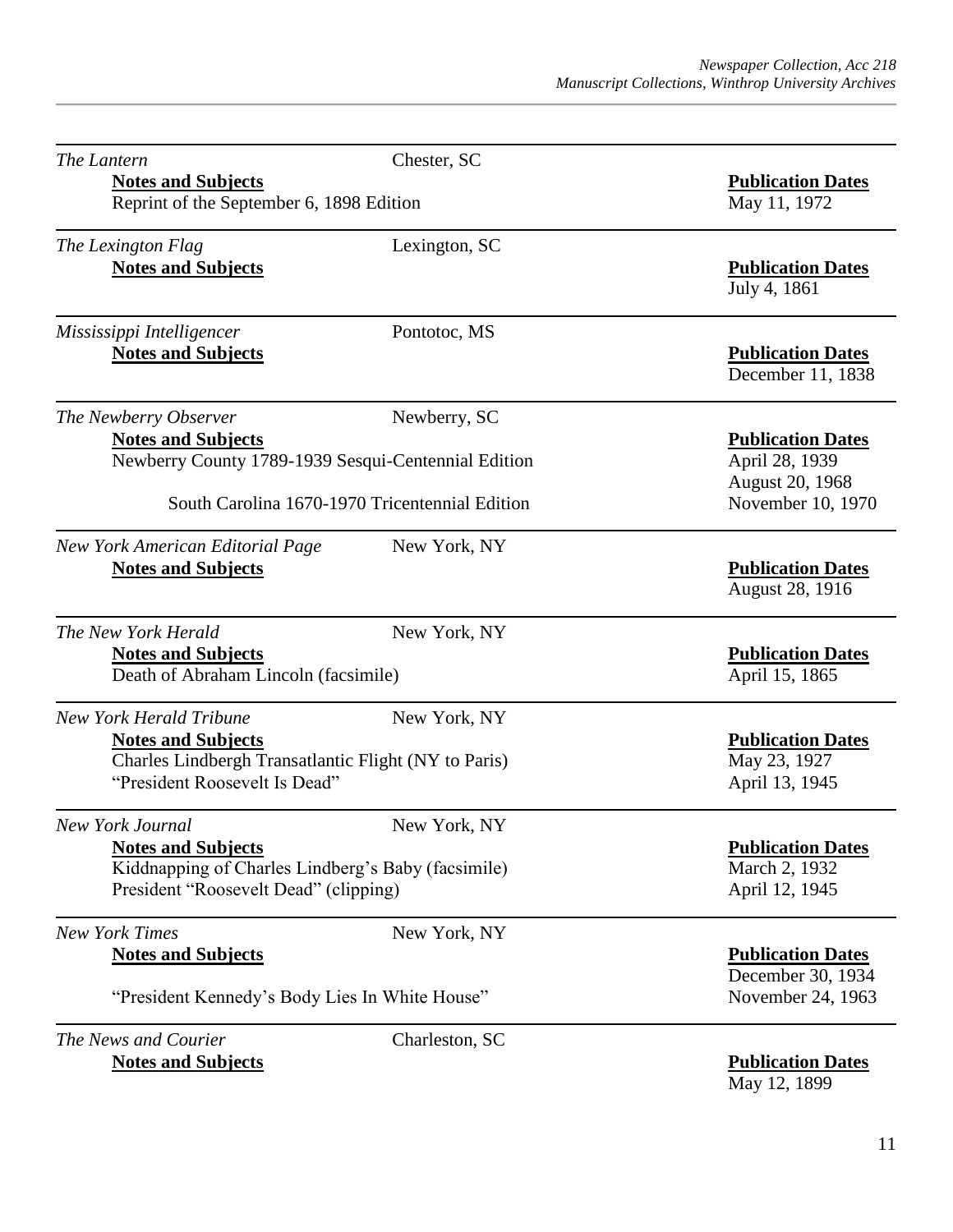*The Lantern* Chester, SC

**Notes and Subjects** | **Publication Dates**

Reprint of the September 6, 1898 Edition | May 11, 1972

---

*The Lexington Flag* Lexington, SC

**Notes and Subjects** | **Publication Dates**

July 4, 1861

---

*Mississippi Intelligencer* Pontotoc, MS

**Notes and Subjects** | **Publication Dates**

December 11, 1838

---

*The Newberry Observer* Newberry, SC

**Notes and Subjects** | **Publication Dates**

Newberry County 1789-1939 Sesqui-Centennial Edition | April 28, 1939

August 20, 1968

South Carolina 1670-1970 Tricentennial Edition | November 10, 1970

---

*New York American Editorial Page* New York, NY

**Notes and Subjects** | **Publication Dates**

August 28, 1916

---

*The New York Herald* New York, NY

**Notes and Subjects** | **Publication Dates**

Death of Abraham Lincoln (facsimile) | April 15, 1865

---

*New York Herald Tribune* New York, NY

**Notes and Subjects** | **Publication Dates**

Charles Lindbergh Transatlantic Flight (NY to Paris) | May 23, 1927

"President Roosevelt Is Dead" | April 13, 1945

---

*New York Journal* New York, NY

**Notes and Subjects** | **Publication Dates**

Kiddnapping of Charles Lindberg's Baby (facsimile) | March 2, 1932

President "Roosevelt Dead" (clipping) | April 12, 1945

---

*New York Times* New York, NY

**Notes and Subjects** | **Publication Dates**

December 30, 1934

"President Kennedy's Body Lies In White House" | November 24, 1963

---

*The News and Courier* Charleston, SC

**Notes and Subjects** | **Publication Dates**

May 12, 1899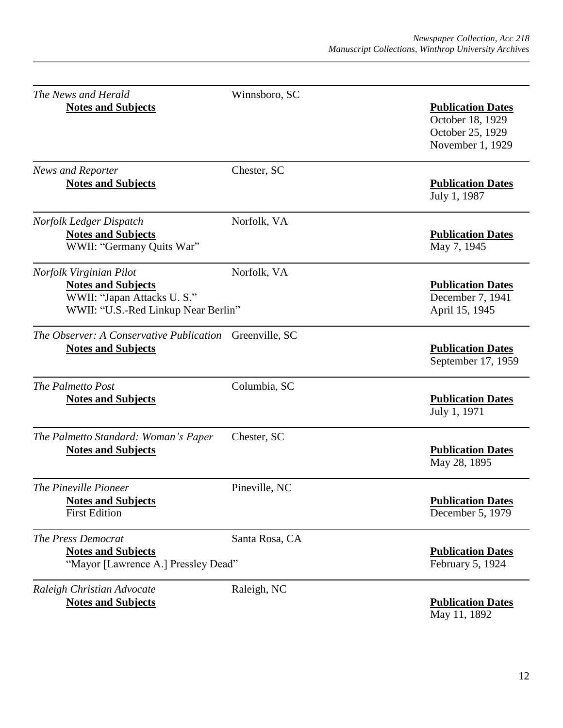*The News and Herald* — Winnsboro, SC

**Notes and Subjects**

**Publication Dates**
October 18, 1929
October 25, 1929
November 1, 1929

---

*News and Reporter* — Chester, SC

**Notes and Subjects**

**Publication Dates**
July 1, 1987

---

*Norfolk Ledger Dispatch* — Norfolk, VA

| **Notes and Subjects** | **Publication Dates** |
| --- | --- |
| WWII: "Germany Quits War" | May 7, 1945 |

---

*Norfolk Virginian Pilot* — Norfolk, VA

| **Notes and Subjects** | **Publication Dates** |
| --- | --- |
| WWII: "Japan Attacks U. S." | December 7, 1941 |
| WWII: "U.S.-Red Linkup Near Berlin" | April 15, 1945 |

---

*The Observer: A Conservative Publication* — Greenville, SC

**Notes and Subjects**

**Publication Dates**
September 17, 1959

---

*The Palmetto Post* — Columbia, SC

**Notes and Subjects**

**Publication Dates**
July 1, 1971

---

*The Palmetto Standard: Woman's Paper* — Chester, SC

**Notes and Subjects**

**Publication Dates**
May 28, 1895

---

*The Pineville Pioneer* — Pineville, NC

| **Notes and Subjects** | **Publication Dates** |
| --- | --- |
| First Edition | December 5, 1979 |

---

*The Press Democrat* — Santa Rosa, CA

| **Notes and Subjects** | **Publication Dates** |
| --- | --- |
| "Mayor [Lawrence A.] Pressley Dead" | February 5, 1924 |

---

*Raleigh Christian Advocate* — Raleigh, NC

**Notes and Subjects**

**Publication Dates**
May 11, 1892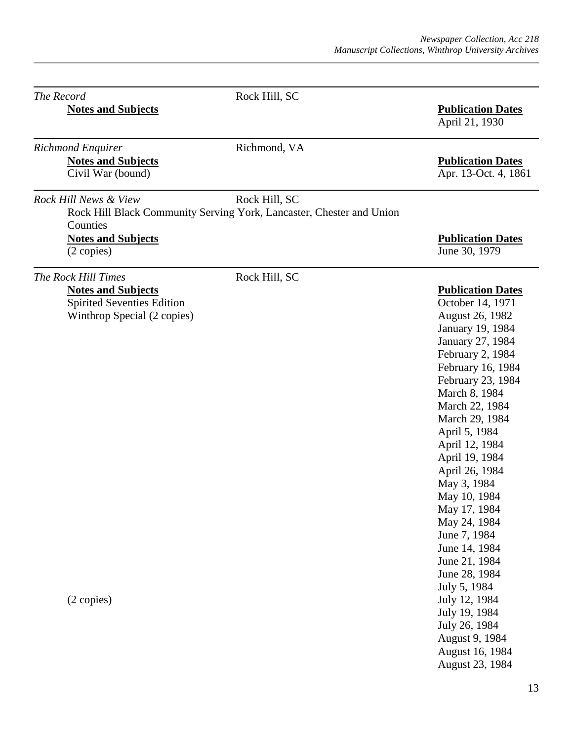*The Record* Rock Hill, SC

**Notes and Subjects**

**Publication Dates**

April 21, 1930

---

*Richmond Enquirer* Richmond, VA

| **Notes and Subjects** | **Publication Dates** |
|---|---|
| Civil War (bound) | Apr. 13-Oct. 4, 1861 |

---

*Rock Hill News & View* Rock Hill, SC

Rock Hill Black Community Serving York, Lancaster, Chester and Union Counties

| **Notes and Subjects** | **Publication Dates** |
|---|---|
| (2 copies) | June 30, 1979 |

---

*The Rock Hill Times* Rock Hill, SC

| **Notes and Subjects** | **Publication Dates** |
|---|---|
| Spirited Seventies Edition | October 14, 1971 |
| Winthrop Special (2 copies) | August 26, 1982 |
| | January 19, 1984 |
| | January 27, 1984 |
| | February 2, 1984 |
| | February 16, 1984 |
| | February 23, 1984 |
| | March 8, 1984 |
| | March 22, 1984 |
| | March 29, 1984 |
| | April 5, 1984 |
| | April 12, 1984 |
| | April 19, 1984 |
| | April 26, 1984 |
| | May 3, 1984 |
| | May 10, 1984 |
| | May 17, 1984 |
| | May 24, 1984 |
| | June 7, 1984 |
| | June 14, 1984 |
| | June 21, 1984 |
| | June 28, 1984 |
| | July 5, 1984 |
| (2 copies) | July 12, 1984 |
| | July 19, 1984 |
| | July 26, 1984 |
| | August 9, 1984 |
| | August 16, 1984 |
| | August 23, 1984 |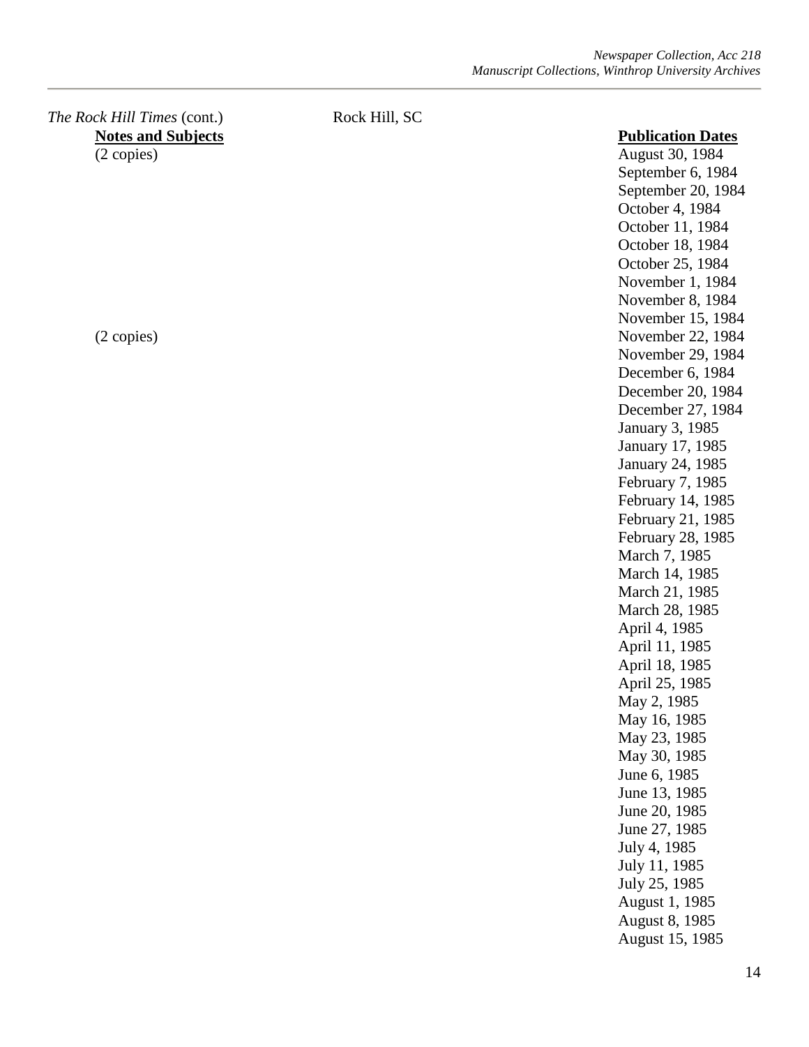*The Rock Hill Times* (cont.) Rock Hill, SC

| Notes and Subjects | Publication Dates |
|---|---|
| (2 copies) | August 30, 1984 |
| | September 6, 1984 |
| | September 20, 1984 |
| | October 4, 1984 |
| | October 11, 1984 |
| | October 18, 1984 |
| | October 25, 1984 |
| | November 1, 1984 |
| | November 8, 1984 |
| | November 15, 1984 |
| (2 copies) | November 22, 1984 |
| | November 29, 1984 |
| | December 6, 1984 |
| | December 20, 1984 |
| | December 27, 1984 |
| | January 3, 1985 |
| | January 17, 1985 |
| | January 24, 1985 |
| | February 7, 1985 |
| | February 14, 1985 |
| | February 21, 1985 |
| | February 28, 1985 |
| | March 7, 1985 |
| | March 14, 1985 |
| | March 21, 1985 |
| | March 28, 1985 |
| | April 4, 1985 |
| | April 11, 1985 |
| | April 18, 1985 |
| | April 25, 1985 |
| | May 2, 1985 |
| | May 16, 1985 |
| | May 23, 1985 |
| | May 30, 1985 |
| | June 6, 1985 |
| | June 13, 1985 |
| | June 20, 1985 |
| | June 27, 1985 |
| | July 4, 1985 |
| | July 11, 1985 |
| | July 25, 1985 |
| | August 1, 1985 |
| | August 8, 1985 |
| | August 15, 1985 |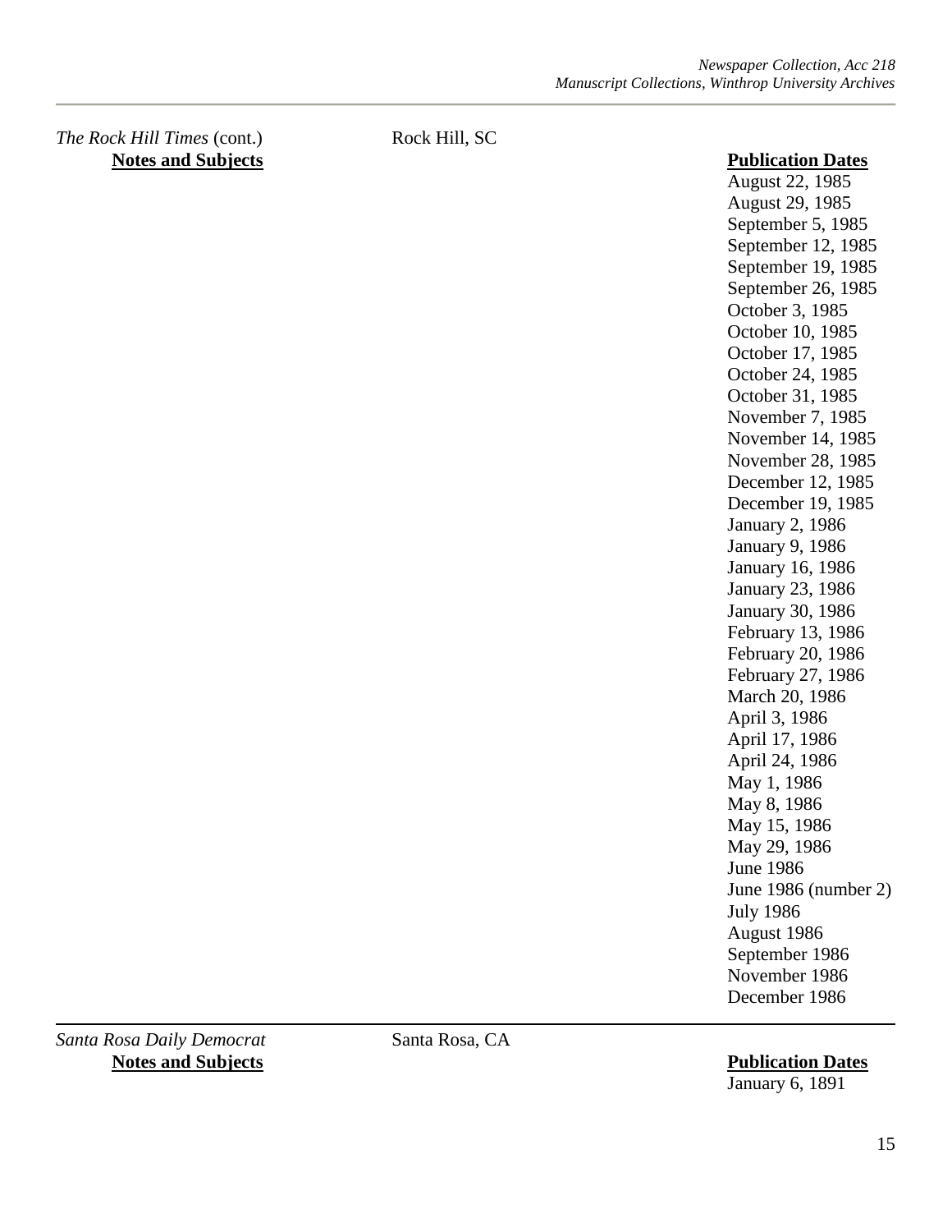*The Rock Hill Times* (cont.) Rock Hill, SC

| **Notes and Subjects** | **Publication Dates** |
|---|---|
| | August 22, 1985 |
| | August 29, 1985 |
| | September 5, 1985 |
| | September 12, 1985 |
| | September 19, 1985 |
| | September 26, 1985 |
| | October 3, 1985 |
| | October 10, 1985 |
| | October 17, 1985 |
| | October 24, 1985 |
| | October 31, 1985 |
| | November 7, 1985 |
| | November 14, 1985 |
| | November 28, 1985 |
| | December 12, 1985 |
| | December 19, 1985 |
| | January 2, 1986 |
| | January 9, 1986 |
| | January 16, 1986 |
| | January 23, 1986 |
| | January 30, 1986 |
| | February 13, 1986 |
| | February 20, 1986 |
| | February 27, 1986 |
| | March 20, 1986 |
| | April 3, 1986 |
| | April 17, 1986 |
| | April 24, 1986 |
| | May 1, 1986 |
| | May 8, 1986 |
| | May 15, 1986 |
| | May 29, 1986 |
| | June 1986 |
| | June 1986 (number 2) |
| | July 1986 |
| | August 1986 |
| | September 1986 |
| | November 1986 |
| | December 1986 |

---

*Santa Rosa Daily Democrat* Santa Rosa, CA

| **Notes and Subjects** | **Publication Dates** |
|---|---|
| | January 6, 1891 |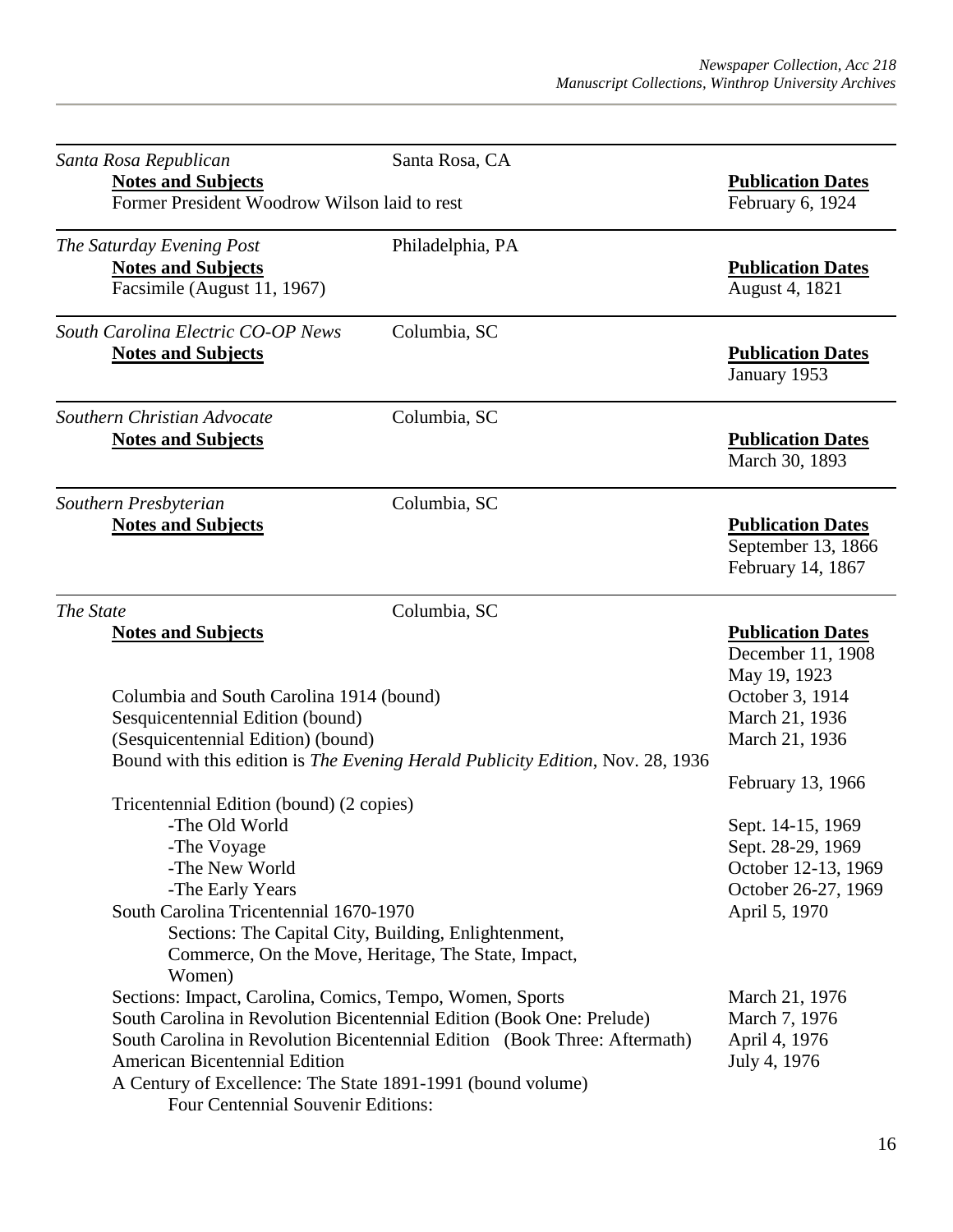*Santa Rosa Republican* — Santa Rosa, CA

| **Notes and Subjects** | **Publication Dates** |
|---|---|
| Former President Woodrow Wilson laid to rest | February 6, 1924 |

---

*The Saturday Evening Post* — Philadelphia, PA

| **Notes and Subjects** | **Publication Dates** |
|---|---|
| Facsimile (August 11, 1967) | August 4, 1821 |

---

*South Carolina Electric CO-OP News* — Columbia, SC

| **Notes and Subjects** | **Publication Dates** |
|---|---|
| | January 1953 |

---

*Southern Christian Advocate* — Columbia, SC

| **Notes and Subjects** | **Publication Dates** |
|---|---|
| | March 30, 1893 |

---

*Southern Presbyterian* — Columbia, SC

| **Notes and Subjects** | **Publication Dates** |
|---|---|
| | September 13, 1866 |
| | February 14, 1867 |

---

*The State* — Columbia, SC

| **Notes and Subjects** | **Publication Dates** |
|---|---|
| | December 11, 1908 |
| | May 19, 1923 |
| Columbia and South Carolina 1914 (bound) | October 3, 1914 |
| Sesquicentennial Edition (bound) | March 21, 1936 |
| (Sesquicentennial Edition) (bound) | March 21, 1936 |
| Bound with this edition is *The Evening Herald Publicity Edition*, Nov. 28, 1936 | |
| | February 13, 1966 |
| Tricentennial Edition (bound) (2 copies) | |
| -The Old World | Sept. 14-15, 1969 |
| -The Voyage | Sept. 28-29, 1969 |
| -The New World | October 12-13, 1969 |
| -The Early Years | October 26-27, 1969 |
| South Carolina Tricentennial 1670-1970 | April 5, 1970 |
| Sections: The Capital City, Building, Enlightenment, Commerce, On the Move, Heritage, The State, Impact, Women) | |
| Sections: Impact, Carolina, Comics, Tempo, Women, Sports | March 21, 1976 |
| South Carolina in Revolution Bicentennial Edition (Book One: Prelude) | March 7, 1976 |
| South Carolina in Revolution Bicentennial Edition (Book Three: Aftermath) | April 4, 1976 |
| American Bicentennial Edition | July 4, 1976 |
| A Century of Excellence: The State 1891-1991 (bound volume) | |
| Four Centennial Souvenir Editions: | |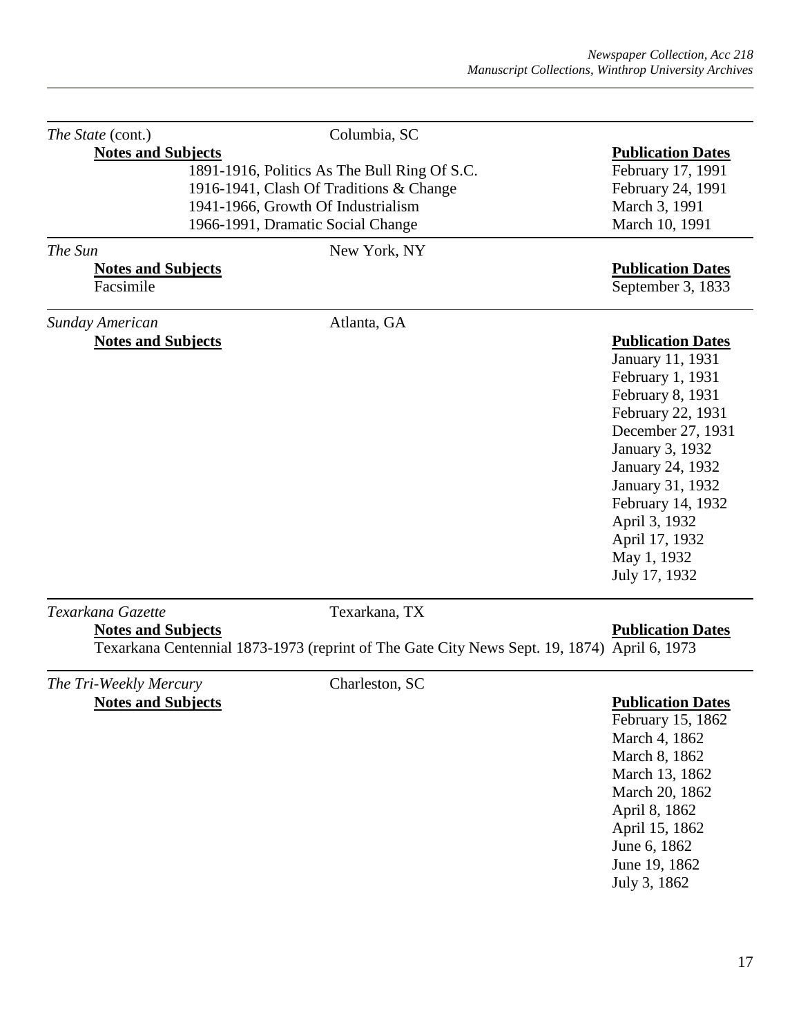*The State* (cont.) Columbia, SC

| Notes and Subjects | Publication Dates |
|---|---|
| 1891-1916, Politics As The Bull Ring Of S.C. | February 17, 1991 |
| 1916-1941, Clash Of Traditions & Change | February 24, 1991 |
| 1941-1966, Growth Of Industrialism | March 3, 1991 |
| 1966-1991, Dramatic Social Change | March 10, 1991 |

*The Sun* New York, NY

| Notes and Subjects | Publication Dates |
|---|---|
| Facsimile | September 3, 1833 |

*Sunday American* Atlanta, GA

| Notes and Subjects | Publication Dates |
|---|---|
| | January 11, 1931 |
| | February 1, 1931 |
| | February 8, 1931 |
| | February 22, 1931 |
| | December 27, 1931 |
| | January 3, 1932 |
| | January 24, 1932 |
| | January 31, 1932 |
| | February 14, 1932 |
| | April 3, 1932 |
| | April 17, 1932 |
| | May 1, 1932 |
| | July 17, 1932 |

*Texarkana Gazette* Texarkana, TX

| Notes and Subjects | Publication Dates |
|---|---|
| Texarkana Centennial 1873-1973 (reprint of The Gate City News Sept. 19, 1874) | April 6, 1973 |

*The Tri-Weekly Mercury* Charleston, SC

| Notes and Subjects | Publication Dates |
|---|---|
| | February 15, 1862 |
| | March 4, 1862 |
| | March 8, 1862 |
| | March 13, 1862 |
| | March 20, 1862 |
| | April 8, 1862 |
| | April 15, 1862 |
| | June 6, 1862 |
| | June 19, 1862 |
| | July 3, 1862 |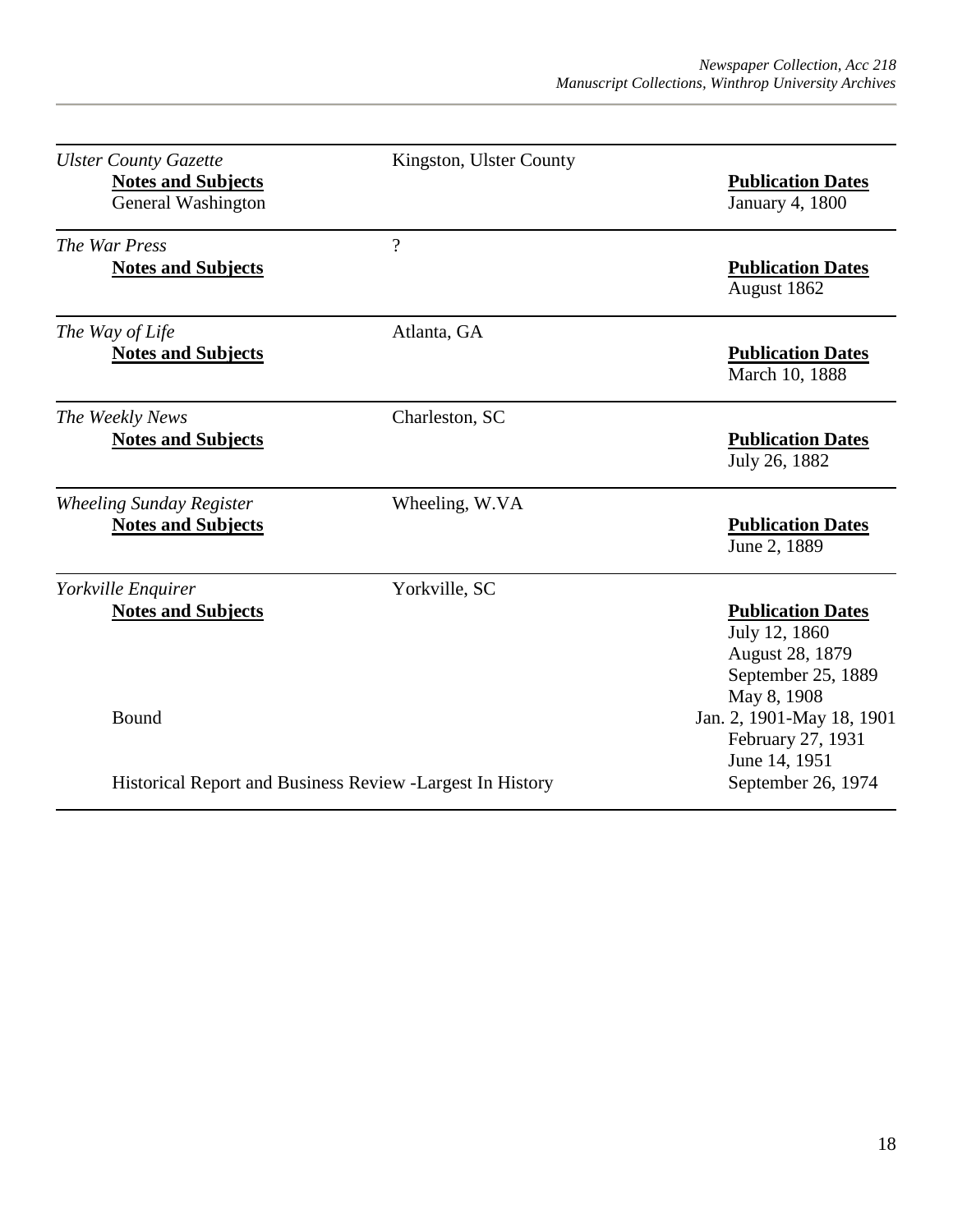| | | |
|---|---|---|
| *Ulster County Gazette* | Kingston, Ulster County | |
| **Notes and Subjects** | | **Publication Dates** |
| General Washington | | January 4, 1800 |
| *The War Press* | ? | |
| **Notes and Subjects** | | **Publication Dates** |
| | | August 1862 |
| *The Way of Life* | Atlanta, GA | |
| **Notes and Subjects** | | **Publication Dates** |
| | | March 10, 1888 |
| *The Weekly News* | Charleston, SC | |
| **Notes and Subjects** | | **Publication Dates** |
| | | July 26, 1882 |
| *Wheeling Sunday Register* | Wheeling, W.VA | |
| **Notes and Subjects** | | **Publication Dates** |
| | | June 2, 1889 |
| *Yorkville Enquirer* | Yorkville, SC | |
| **Notes and Subjects** | | **Publication Dates** |
| | | July 12, 1860 |
| | | August 28, 1879 |
| | | September 25, 1889 |
| | | May 8, 1908 |
| Bound | | Jan. 2, 1901-May 18, 1901 |
| | | February 27, 1931 |
| | | June 14, 1951 |
| Historical Report and Business Review -Largest In History | | September 26, 1974 |